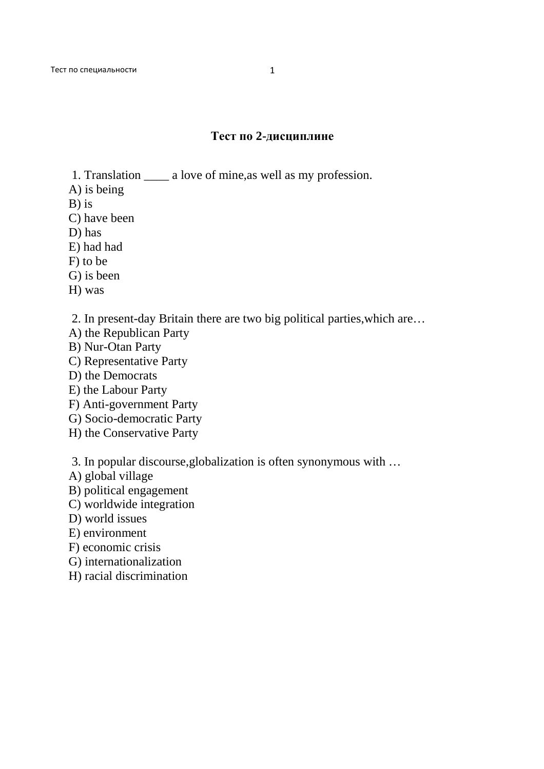## Тест по 2-дисциплине

1. Translation ____ a love of mine,as well as my profession.

A) is being
B) is
C) have been
D) has
E) had had
F) to be
G) is been
H) was

2. In present-day Britain there are two big political parties,which are…

A) the Republican Party
B) Nur-Otan Party
C) Representative Party
D) the Democrats
E) the Labour Party
F) Anti-government Party
G) Socio-democratic Party
H) the Conservative Party

3. In popular discourse,globalization is often synonymous with …

A) global village
B) political engagement
C) worldwide integration
D) world issues
E) environment
F) economic crisis
G) internationalization
H) racial discrimination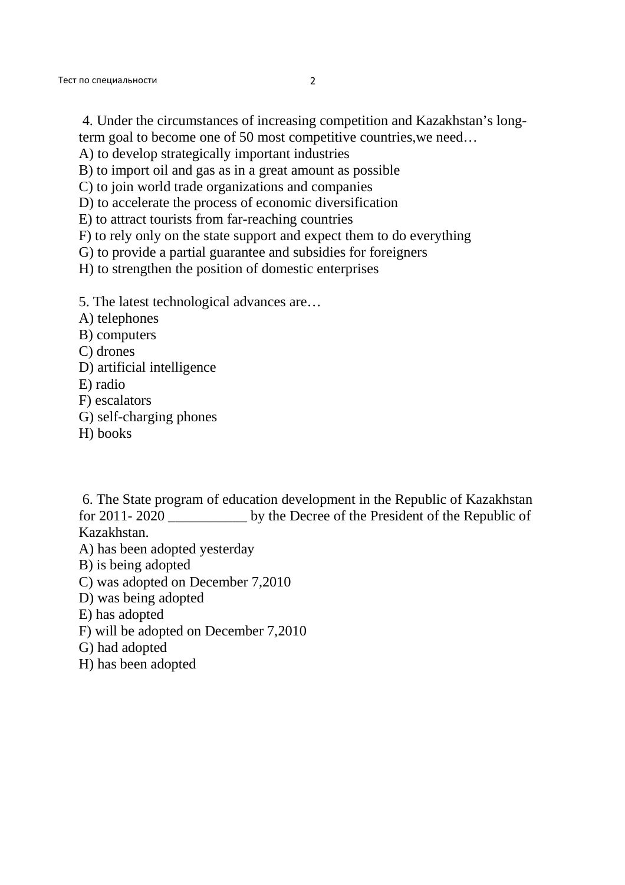4. Under the circumstances of increasing competition and Kazakhstan's long-term goal to become one of 50 most competitive countries,we need…

A) to develop strategically important industries
B) to import oil and gas as in a great amount as possible
C) to join world trade organizations and companies
D) to accelerate the process of economic diversification
E) to attract tourists from far-reaching countries
F) to rely only on the state support and expect them to do everything
G) to provide a partial guarantee and subsidies for foreigners
H) to strengthen the position of domestic enterprises

5. The latest technological advances are…

A) telephones
B) computers
C) drones
D) artificial intelligence
E) radio
F) escalators
G) self-charging phones
H) books

6. The State program of education development in the Republic of Kazakhstan for 2011- 2020 ___________ by the Decree of the President of the Republic of Kazakhstan.

A) has been adopted yesterday
B) is being adopted
C) was adopted on December 7,2010
D) was being adopted
E) has adopted
F) will be adopted on December 7,2010
G) had adopted
H) has been adopted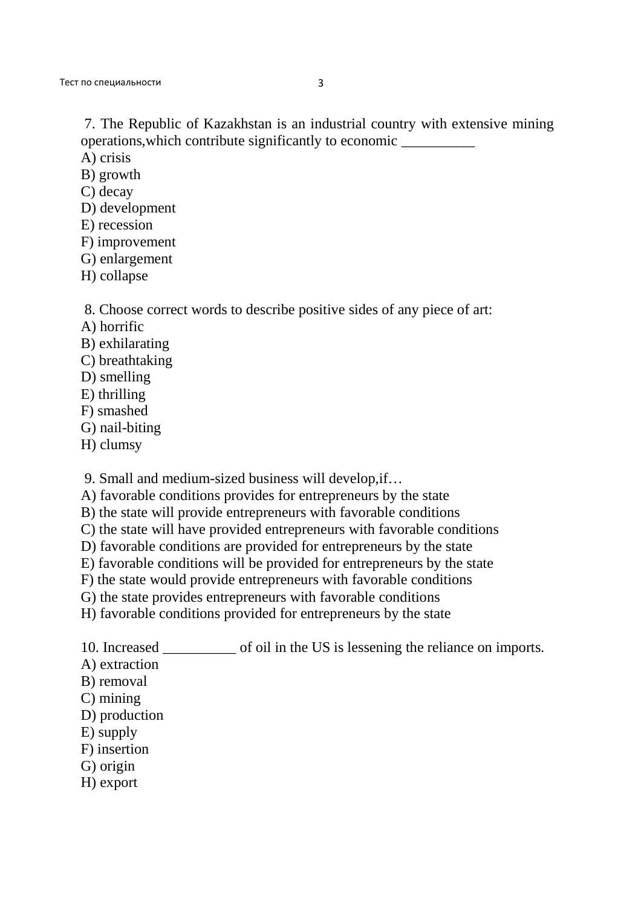7. The Republic of Kazakhstan is an industrial country with extensive mining operations,which contribute significantly to economic __________

A) crisis
B) growth
C) decay
D) development
E) recession
F) improvement
G) enlargement
H) collapse

8. Choose correct words to describe positive sides of any piece of art:

A) horrific
B) exhilarating
C) breathtaking
D) smelling
E) thrilling
F) smashed
G) nail-biting
H) clumsy

9. Small and medium-sized business will develop,if…

A) favorable conditions provides for entrepreneurs by the state
B) the state will provide entrepreneurs with favorable conditions
C) the state will have provided entrepreneurs with favorable conditions
D) favorable conditions are provided for entrepreneurs by the state
E) favorable conditions will be provided for entrepreneurs by the state
F) the state would provide entrepreneurs with favorable conditions
G) the state provides entrepreneurs with favorable conditions
H) favorable conditions provided for entrepreneurs by the state

10. Increased __________ of oil in the US is lessening the reliance on imports.

A) extraction
B) removal
C) mining
D) production
E) supply
F) insertion
G) origin
H) export